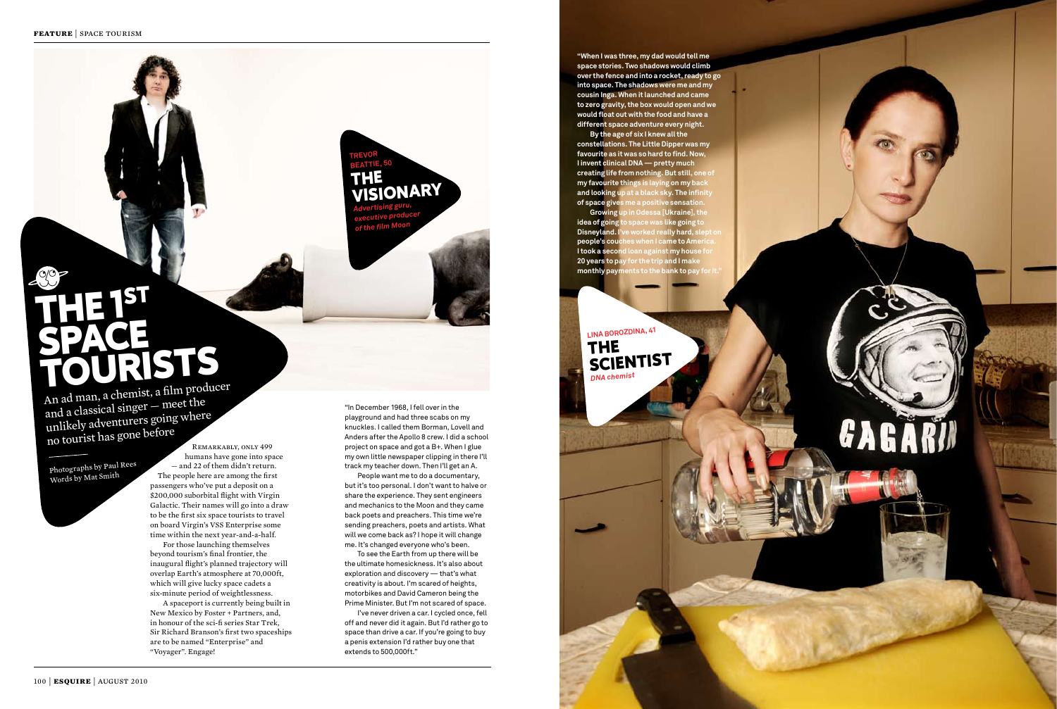# THE 1ST SPACE TOURISTS

An ad man, a chemist, a film producer and a classical singer — meet the unlikely adventurers going where no tourist has gone before

Photographs by Paul Rees
Words by Mat Smith

REMARKABLY, ONLY 499 humans have gone into space — and 22 of them didn't return. The people here are among the first passengers who've put a deposit on a $200,000 suborbital flight with Virgin Galactic. Their names will go into a draw to be the first six space tourists to travel on board Virgin's VSS Enterprise some time within the next year-and-a-half.

For those launching themselves beyond tourism's final frontier, the inaugural flight's planned trajectory will overlap Earth's atmosphere at 70,000ft, which will give lucky space cadets a six-minute period of weightlessness.

A spaceport is currently being built in New Mexico by Foster + Partners, and, in honour of the sci-fi series Star Trek, Sir Richard Branson's first two spaceships are to be named "Enterprise" and "Voyager". Engage!

## TREVOR BEATTIE, 50
## THE VISIONARY
*Advertising guru, executive producer of the film Moon*

"In December 1968, I fell over in the playground and had three scabs on my knuckles. I called them Borman, Lovell and Anders after the Apollo 8 crew. I did a school project on space and got a B+. When I glue my own little newspaper clipping in there I'll track my teacher down. Then I'll get an A.

People want me to do a documentary, but it's too personal. I don't want to halve or share the experience. They sent engineers and mechanics to the Moon and they came back poets and preachers. This time we're sending preachers, poets and artists. What will we come back as? I hope it will change me. It's changed everyone who's been.

To see the Earth from up there will be the ultimate homesickness. It's also about exploration and discovery — that's what creativity is about. I'm scared of heights, motorbikes and David Cameron being the Prime Minister. But I'm not scared of space.

I've never driven a car. I cycled once, fell off and never did it again. But I'd rather go to space than drive a car. If you're going to buy a penis extension I'd rather buy one that extends to 500,000ft."

## LINA BOROZDINA, 41
## THE SCIENTIST
*DNA chemist*

"When I was three, my dad would tell me space stories. Two shadows would climb over the fence and into a rocket, ready to go into space. The shadows were me and my cousin Inga. When it launched and came to zero gravity, the box would open and we would float out with the food and have a different space adventure every night.

By the age of six I knew all the constellations. The Little Dipper was my favourite as it was so hard to find. Now, I invent clinical DNA — pretty much creating life from nothing. But still, one of my favourite things is laying on my back and looking up at a black sky. The infinity of space gives me a positive sensation.

Growing up in Odessa [Ukraine], the idea of going to space was like going to Disneyland. I've worked really hard, slept on people's couches when I came to America. I took a second loan against my house for 20 years to pay for the trip and I make monthly payments to the bank to pay for it."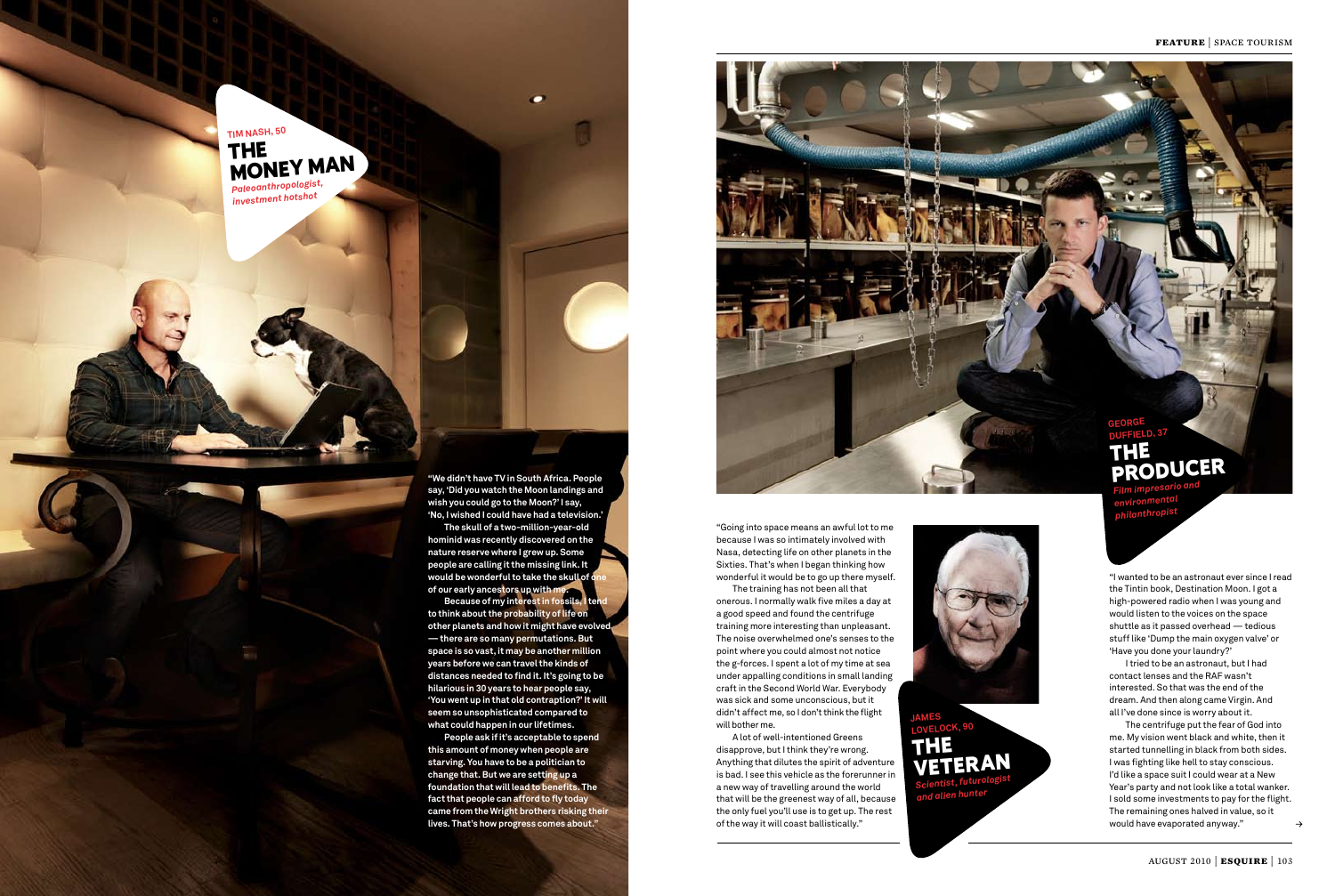## TIM NASH, 50

# THE MONEY MAN

*Paleoanthropologist, investment hotshot*

**"We didn't have TV in South Africa. People say, 'Did you watch the Moon landings and wish you could go to the Moon?' I say, 'No, I wished I could have had a television.'**

**The skull of a two-million-year-old hominid was recently discovered on the nature reserve where I grew up. Some people are calling it the missing link. It would be wonderful to take the skull of one of our early ancestors up with me.**

**Because of my interest in fossils, I tend to think about the probability of life on other planets and how it might have evolved — there are so many permutations. But space is so vast, it may be another million years before we can travel the kinds of distances needed to find it. It's going to be hilarious in 30 years to hear people say, 'You went up in that old contraption?' It will seem so unsophisticated compared to what could happen in our lifetimes.**

**People ask if it's acceptable to spend this amount of money when people are starving. You have to be a politician to change that. But we are setting up a foundation that will lead to benefits. The fact that people can afford to fly today came from the Wright brothers risking their lives. That's how progress comes about."**

## JAMES LOVELOCK, 90

# THE VETERAN

*Scientist, futurologist and alien hunter*

"Going into space means an awful lot to me because I was so intimately involved with Nasa, detecting life on other planets in the Sixties. That's when I began thinking how wonderful it would be to go up there myself.

The training has not been all that onerous. I normally walk five miles a day at a good speed and found the centrifuge training more interesting than unpleasant. The noise overwhelmed one's senses to the point where you could almost not notice the g-forces. I spent a lot of my time at sea under appalling conditions in small landing craft in the Second World War. Everybody was sick and some unconscious, but it didn't affect me, so I don't think the flight will bother me.

A lot of well-intentioned Greens disapprove, but I think they're wrong. Anything that dilutes the spirit of adventure is bad. I see this vehicle as the forerunner in a new way of travelling around the world that will be the greenest way of all, because the only fuel you'll use is to get up. The rest of the way it will coast ballistically."

## GEORGE DUFFIELD, 37

# THE PRODUCER

*Film impresario and environmental philanthropist*

"I wanted to be an astronaut ever since I read the Tintin book, Destination Moon. I got a high-powered radio when I was young and would listen to the voices on the space shuttle as it passed overhead — tedious stuff like 'Dump the main oxygen valve' or 'Have you done your laundry?'

I tried to be an astronaut, but I had contact lenses and the RAF wasn't interested. So that was the end of the dream. And then along came Virgin. And all I've done since is worry about it.

The centrifuge put the fear of God into me. My vision went black and white, then it started tunnelling in black from both sides. I was fighting like hell to stay conscious. I'd like a space suit I could wear at a New Year's party and not look like a total wanker. I sold some investments to pay for the flight. The remaining ones halved in value, so it would have evaporated anyway." →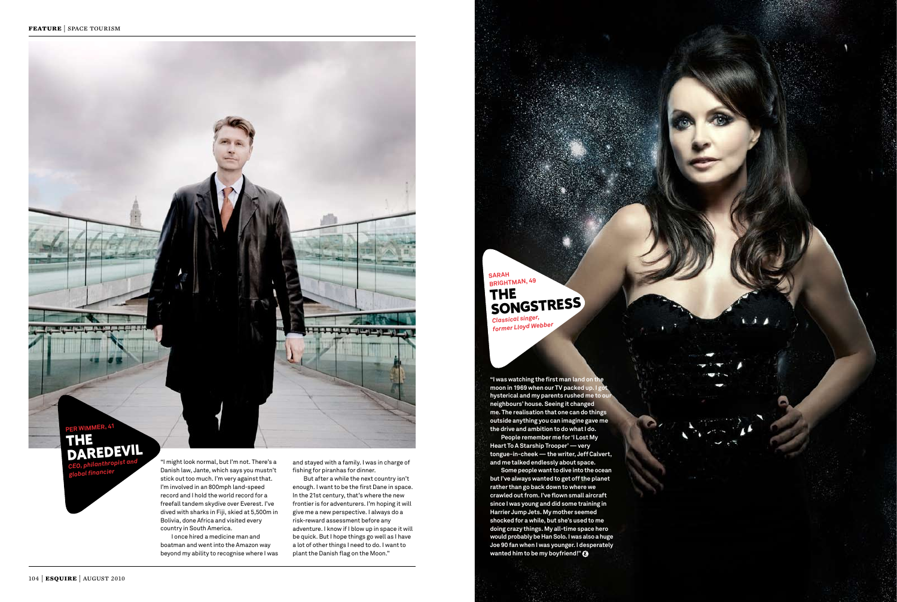## PER WIMMER, 41

# THE DAREDEVIL

*CEO, philanthropist and global financier*

"I might look normal, but I'm not. There's a Danish law, Jante, which says you mustn't stick out too much. I'm very against that. I'm involved in an 800mph land-speed record and I hold the world record for a freefall tandem skydive over Everest. I've dived with sharks in Fiji, skied at 5,500m in Bolivia, done Africa and visited every country in South America.

I once hired a medicine man and boatman and went into the Amazon way beyond my ability to recognise where I was and stayed with a family. I was in charge of fishing for piranhas for dinner.

But after a while the next country isn't enough. I want to be the first Dane in space. In the 21st century, that's where the new frontier is for adventurers. I'm hoping it will give me a new perspective. I always do a risk-reward assessment before any adventure. I know if I blow up in space it will be quick. But I hope things go well as I have a lot of other things I need to do. I want to plant the Danish flag on the Moon."

## SARAH BRIGHTMAN, 49

# THE SONGSTRESS

*Classical singer, former Lloyd Webber*

**"I was watching the first man land on the moon in 1969 when our TV packed up. I got hysterical and my parents rushed me to our neighbours' house. Seeing it changed me. The realisation that one can do things outside anything you can imagine gave me the drive and ambition to do what I do.**

**People remember me for 'I Lost My Heart To A Starship Trooper' — very tongue-in-cheek — the writer, Jeff Calvert, and me talked endlessly about space.**

**Some people want to dive into the ocean but I've always wanted to get off the planet rather than go back down to where we crawled out from. I've flown small aircraft since I was young and did some training in Harrier Jump Jets. My mother seemed shocked for a while, but she's used to me doing crazy things. My all-time space hero would probably be Han Solo. I was also a huge Joe 90 fan when I was younger. I desperately wanted him to be my boyfriend!"**